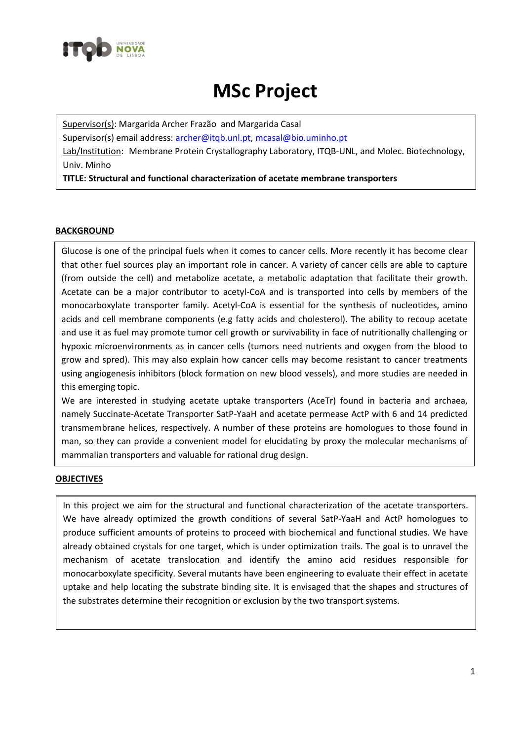# MSc Project

Supervisor(s): Margarida Archer Frazão and Margarida Casal

Supervisor(s) email address: archer@itqb.unl.pt, mcasal@bio.uminho.pt

Lab/Institution: Membrane Protein Crystallography Laboratory, ITQB-UNL, and Molec. Biotechnology, Univ. Minho

**TITLE: Structural and functional characterization of acetate membrane transporters**

## BACKGROUND

Glucose is one of the principal fuels when it comes to cancer cells. More recently it has become clear that other fuel sources play an important role in cancer. A variety of cancer cells are able to capture (from outside the cell) and metabolize acetate, a metabolic adaptation that facilitate their growth. Acetate can be a major contributor to acetyl-CoA and is transported into cells by members of the monocarboxylate transporter family. Acetyl-CoA is essential for the synthesis of nucleotides, amino acids and cell membrane components (e.g fatty acids and cholesterol). The ability to recoup acetate and use it as fuel may promote tumor cell growth or survivability in face of nutritionally challenging or hypoxic microenvironments as in cancer cells (tumors need nutrients and oxygen from the blood to grow and spred). This may also explain how cancer cells may become resistant to cancer treatments using angiogenesis inhibitors (block formation on new blood vessels), and more studies are needed in this emerging topic.

We are interested in studying acetate uptake transporters (AceTr) found in bacteria and archaea, namely Succinate-Acetate Transporter SatP-YaaH and acetate permease ActP with 6 and 14 predicted transmembrane helices, respectively. A number of these proteins are homologues to those found in man, so they can provide a convenient model for elucidating by proxy the molecular mechanisms of mammalian transporters and valuable for rational drug design.

## OBJECTIVES

In this project we aim for the structural and functional characterization of the acetate transporters. We have already optimized the growth conditions of several SatP-YaaH and ActP homologues to produce sufficient amounts of proteins to proceed with biochemical and functional studies. We have already obtained crystals for one target, which is under optimization trails. The goal is to unravel the mechanism of acetate translocation and identify the amino acid residues responsible for monocarboxylate specificity. Several mutants have been engineering to evaluate their effect in acetate uptake and help locating the substrate binding site. It is envisaged that the shapes and structures of the substrates determine their recognition or exclusion by the two transport systems.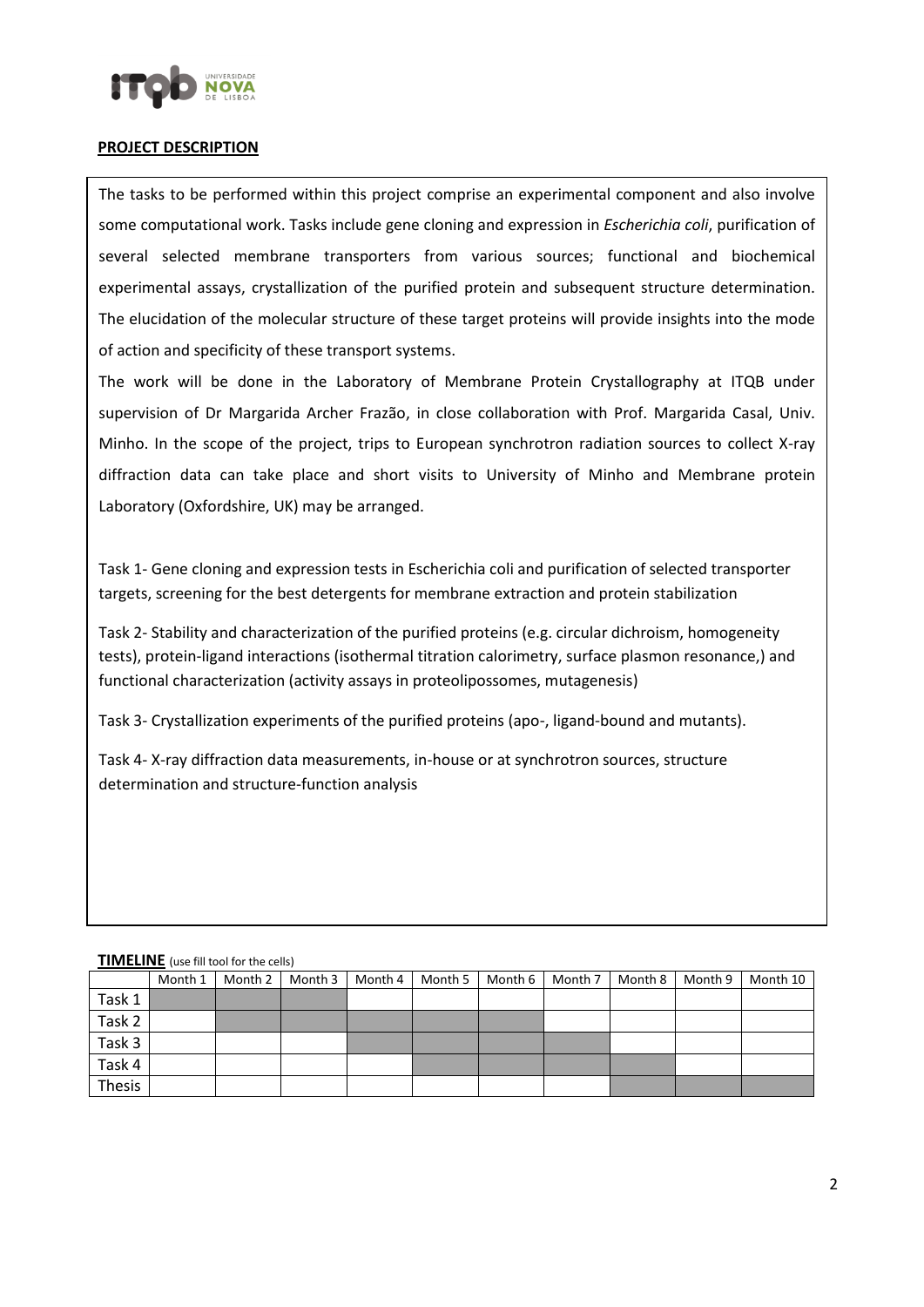**PROJECT DESCRIPTION**

The tasks to be performed within this project comprise an experimental component and also involve some computational work. Tasks include gene cloning and expression in *Escherichia coli*, purification of several selected membrane transporters from various sources; functional and biochemical experimental assays, crystallization of the purified protein and subsequent structure determination. The elucidation of the molecular structure of these target proteins will provide insights into the mode of action and specificity of these transport systems.

The work will be done in the Laboratory of Membrane Protein Crystallography at ITQB under supervision of Dr Margarida Archer Frazão, in close collaboration with Prof. Margarida Casal, Univ. Minho. In the scope of the project, trips to European synchrotron radiation sources to collect X-ray diffraction data can take place and short visits to University of Minho and Membrane protein Laboratory (Oxfordshire, UK) may be arranged.

Task 1- Gene cloning and expression tests in Escherichia coli and purification of selected transporter targets, screening for the best detergents for membrane extraction and protein stabilization

Task 2- Stability and characterization of the purified proteins (e.g. circular dichroism, homogeneity tests), protein-ligand interactions (isothermal titration calorimetry, surface plasmon resonance,) and functional characterization (activity assays in proteolipossomes, mutagenesis)

Task 3- Crystallization experiments of the purified proteins (apo-, ligand-bound and mutants).

Task 4- X-ray diffraction data measurements, in-house or at synchrotron sources, structure determination and structure-function analysis

**TIMELINE** (use fill tool for the cells)

| | Month 1 | Month 2 | Month 3 | Month 4 | Month 5 | Month 6 | Month 7 | Month 8 | Month 9 | Month 10 |
|---|---|---|---|---|---|---|---|---|---|---|
| Task 1 | ■ | ■ | ■ | | | | | | | |
| Task 2 | | ■ | ■ | ■ | ■ | ■ | | | | |
| Task 3 | | | | ■ | ■ | ■ | ■ | | | |
| Task 4 | | | | | ■ | ■ | ■ | ■ | | |
| Thesis | | | | | | | | ■ | ■ | ■ |